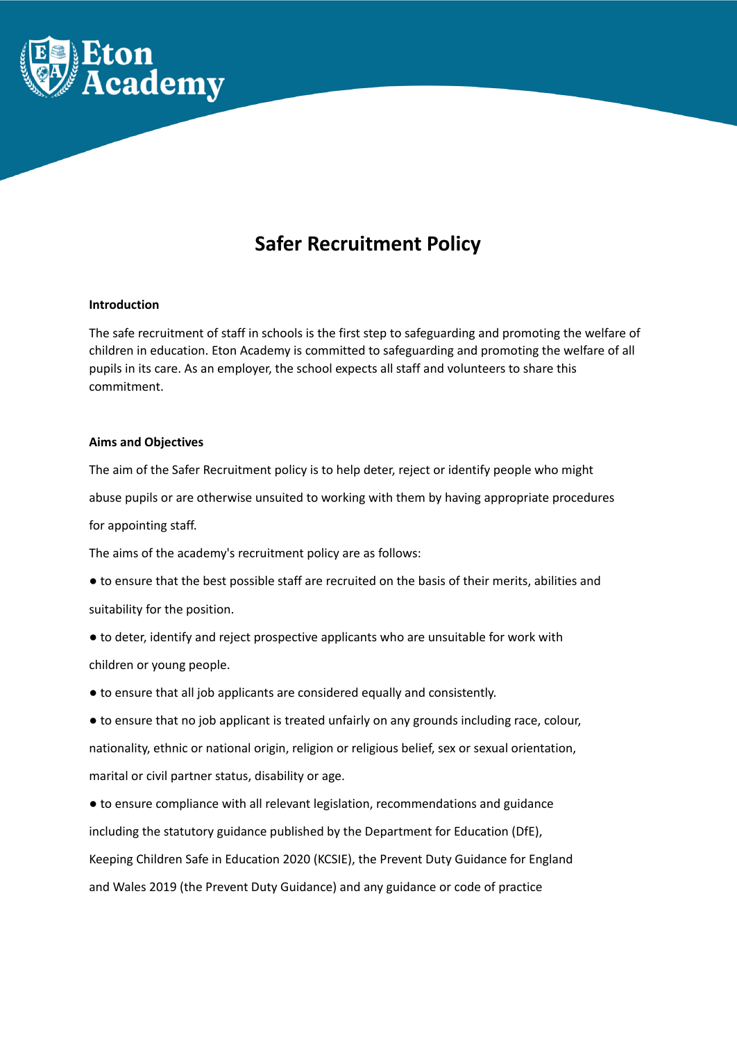# Safer Recruitment Policy

**Introduction**

The safe recruitment of staff in schools is the first step to safeguarding and promoting the welfare of children in education. Eton Academy is committed to safeguarding and promoting the welfare of all pupils in its care. As an employer, the school expects all staff and volunteers to share this commitment.

**Aims and Objectives**

The aim of the Safer Recruitment policy is to help deter, reject or identify people who might abuse pupils or are otherwise unsuited to working with them by having appropriate procedures for appointing staff.

The aims of the academy's recruitment policy are as follows:

- to ensure that the best possible staff are recruited on the basis of their merits, abilities and suitability for the position.
- to deter, identify and reject prospective applicants who are unsuitable for work with children or young people.
- to ensure that all job applicants are considered equally and consistently.
- to ensure that no job applicant is treated unfairly on any grounds including race, colour, nationality, ethnic or national origin, religion or religious belief, sex or sexual orientation, marital or civil partner status, disability or age.
- to ensure compliance with all relevant legislation, recommendations and guidance including the statutory guidance published by the Department for Education (DfE), Keeping Children Safe in Education 2020 (KCSIE), the Prevent Duty Guidance for England and Wales 2019 (the Prevent Duty Guidance) and any guidance or code of practice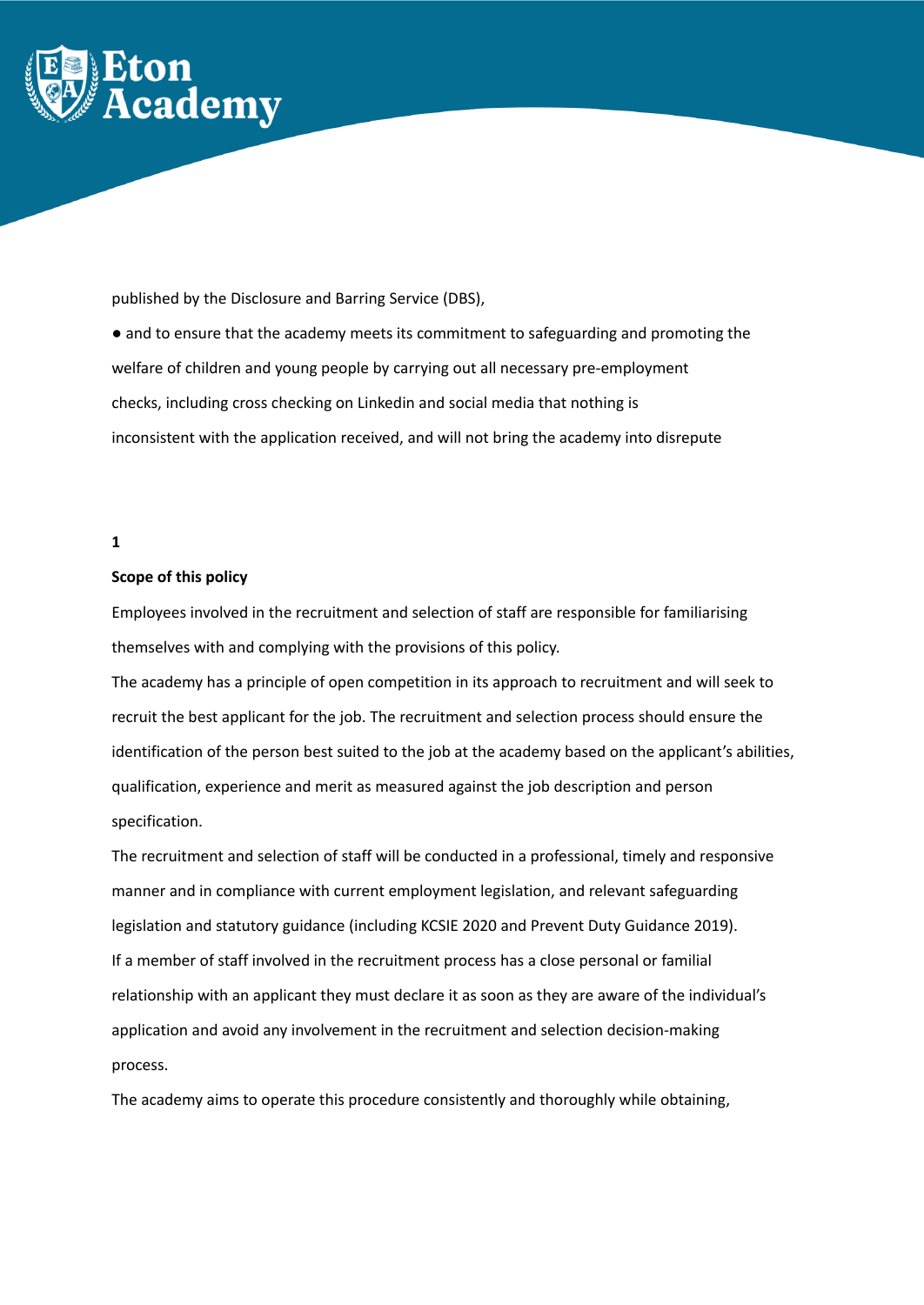published by the Disclosure and Barring Service (DBS),

● and to ensure that the academy meets its commitment to safeguarding and promoting the welfare of children and young people by carrying out all necessary pre-employment checks, including cross checking on Linkedin and social media that nothing is inconsistent with the application received, and will not bring the academy into disrepute

## 1

## Scope of this policy

Employees involved in the recruitment and selection of staff are responsible for familiarising themselves with and complying with the provisions of this policy.

The academy has a principle of open competition in its approach to recruitment and will seek to recruit the best applicant for the job. The recruitment and selection process should ensure the identification of the person best suited to the job at the academy based on the applicant's abilities, qualification, experience and merit as measured against the job description and person specification.

The recruitment and selection of staff will be conducted in a professional, timely and responsive manner and in compliance with current employment legislation, and relevant safeguarding legislation and statutory guidance (including KCSIE 2020 and Prevent Duty Guidance 2019).

If a member of staff involved in the recruitment process has a close personal or familial relationship with an applicant they must declare it as soon as they are aware of the individual's application and avoid any involvement in the recruitment and selection decision-making process.

The academy aims to operate this procedure consistently and thoroughly while obtaining,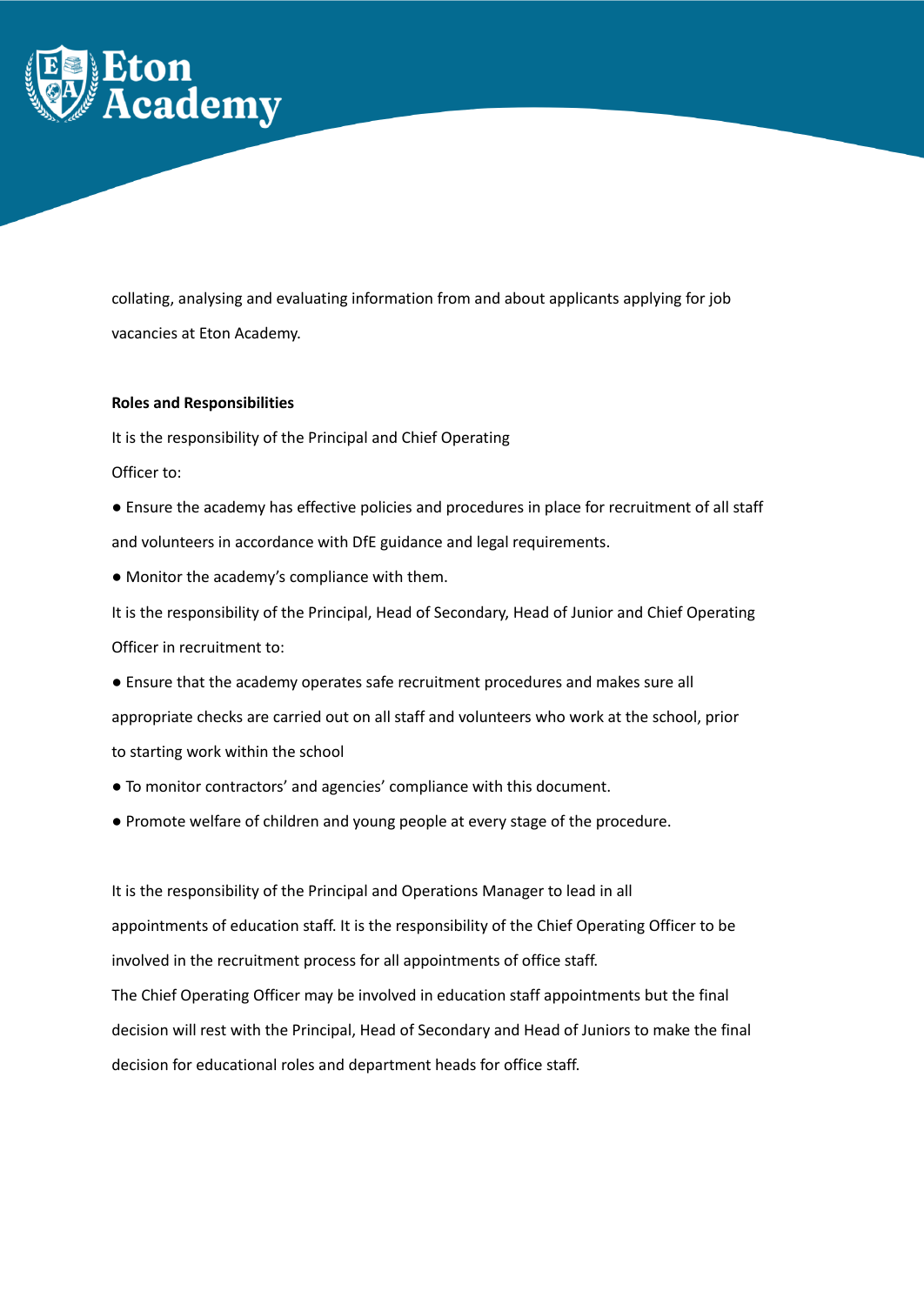collating, analysing and evaluating information from and about applicants applying for job vacancies at Eton Academy.

**Roles and Responsibilities**

It is the responsibility of the Principal and Chief Operating Officer to:

- Ensure the academy has effective policies and procedures in place for recruitment of all staff and volunteers in accordance with DfE guidance and legal requirements.
- Monitor the academy's compliance with them.

It is the responsibility of the Principal, Head of Secondary, Head of Junior and Chief Operating Officer in recruitment to:

- Ensure that the academy operates safe recruitment procedures and makes sure all appropriate checks are carried out on all staff and volunteers who work at the school, prior to starting work within the school
- To monitor contractors' and agencies' compliance with this document.
- Promote welfare of children and young people at every stage of the procedure.

It is the responsibility of the Principal and Operations Manager to lead in all appointments of education staff. It is the responsibility of the Chief Operating Officer to be involved in the recruitment process for all appointments of office staff.

The Chief Operating Officer may be involved in education staff appointments but the final decision will rest with the Principal, Head of Secondary and Head of Juniors to make the final decision for educational roles and department heads for office staff.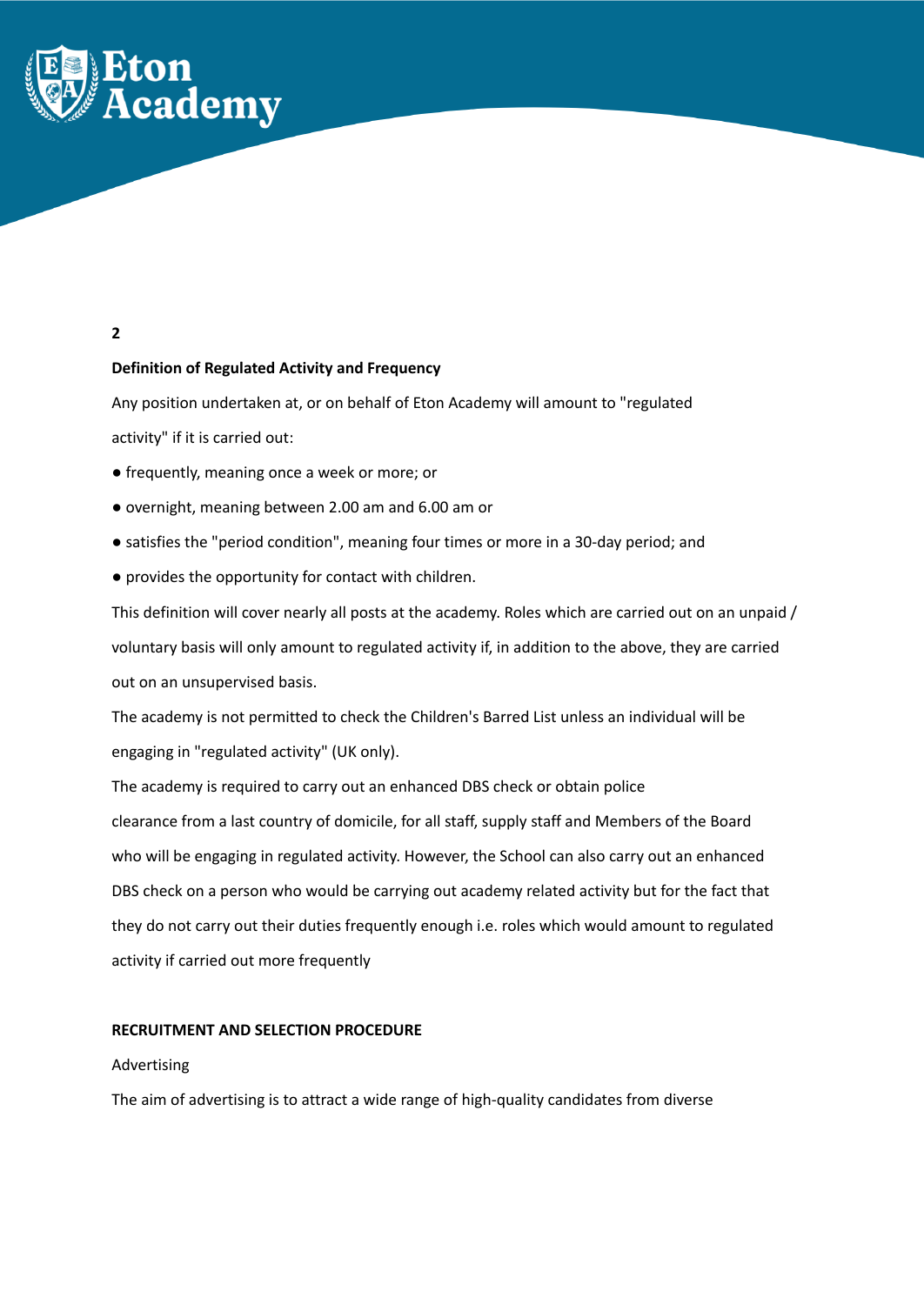**2**

**Definition of Regulated Activity and Frequency**

Any position undertaken at, or on behalf of Eton Academy will amount to "regulated activity" if it is carried out:

- frequently, meaning once a week or more; or
- overnight, meaning between 2.00 am and 6.00 am or
- satisfies the "period condition", meaning four times or more in a 30-day period; and
- provides the opportunity for contact with children.

This definition will cover nearly all posts at the academy. Roles which are carried out on an unpaid / voluntary basis will only amount to regulated activity if, in addition to the above, they are carried out on an unsupervised basis.

The academy is not permitted to check the Children's Barred List unless an individual will be engaging in "regulated activity" (UK only).

The academy is required to carry out an enhanced DBS check or obtain police clearance from a last country of domicile, for all staff, supply staff and Members of the Board who will be engaging in regulated activity. However, the School can also carry out an enhanced DBS check on a person who would be carrying out academy related activity but for the fact that they do not carry out their duties frequently enough i.e. roles which would amount to regulated activity if carried out more frequently

**RECRUITMENT AND SELECTION PROCEDURE**

Advertising

The aim of advertising is to attract a wide range of high-quality candidates from diverse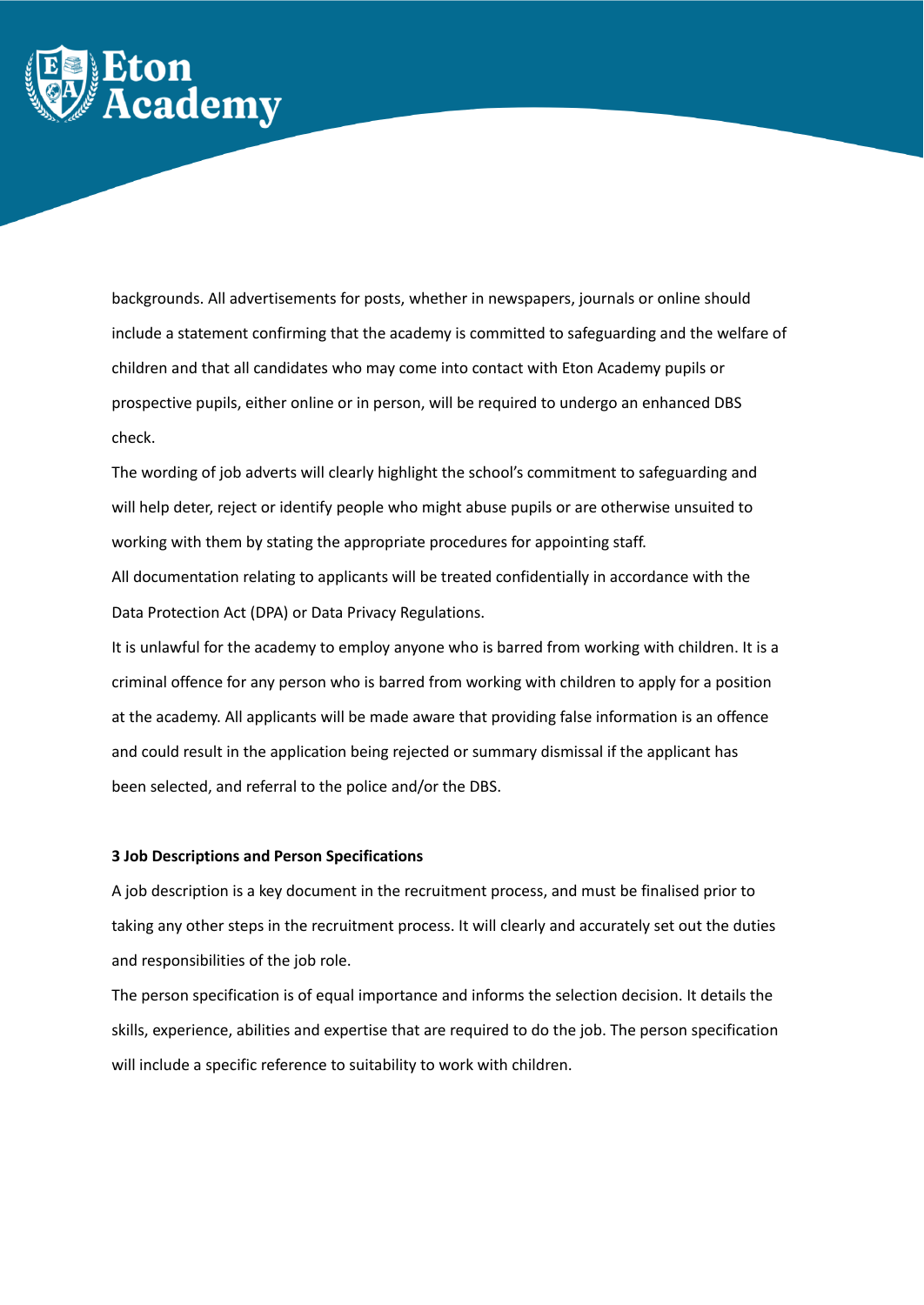backgrounds. All advertisements for posts, whether in newspapers, journals or online should include a statement confirming that the academy is committed to safeguarding and the welfare of children and that all candidates who may come into contact with Eton Academy pupils or prospective pupils, either online or in person, will be required to undergo an enhanced DBS check.

The wording of job adverts will clearly highlight the school's commitment to safeguarding and will help deter, reject or identify people who might abuse pupils or are otherwise unsuited to working with them by stating the appropriate procedures for appointing staff.

All documentation relating to applicants will be treated confidentially in accordance with the Data Protection Act (DPA) or Data Privacy Regulations.

It is unlawful for the academy to employ anyone who is barred from working with children. It is a criminal offence for any person who is barred from working with children to apply for a position at the academy. All applicants will be made aware that providing false information is an offence and could result in the application being rejected or summary dismissal if the applicant has been selected, and referral to the police and/or the DBS.

### 3 Job Descriptions and Person Specifications

A job description is a key document in the recruitment process, and must be finalised prior to taking any other steps in the recruitment process. It will clearly and accurately set out the duties and responsibilities of the job role.

The person specification is of equal importance and informs the selection decision. It details the skills, experience, abilities and expertise that are required to do the job. The person specification will include a specific reference to suitability to work with children.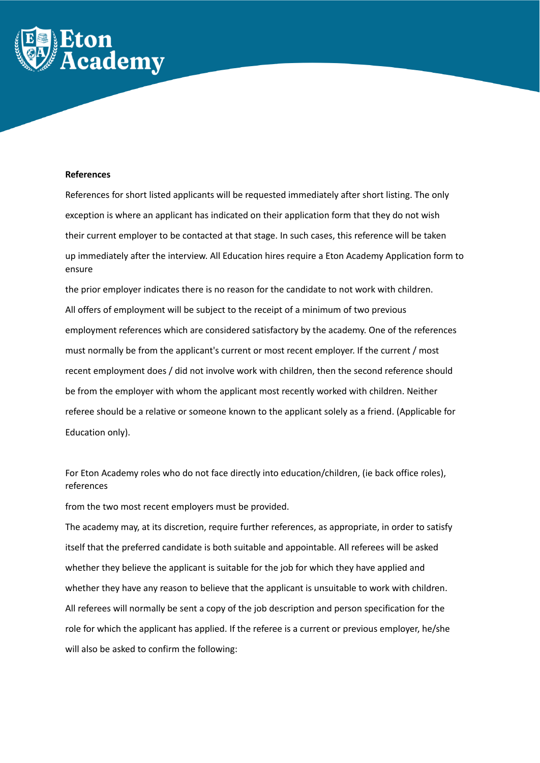**References**

References for short listed applicants will be requested immediately after short listing. The only exception is where an applicant has indicated on their application form that they do not wish their current employer to be contacted at that stage. In such cases, this reference will be taken up immediately after the interview. All Education hires require a Eton Academy Application form to ensure the prior employer indicates there is no reason for the candidate to not work with children. All offers of employment will be subject to the receipt of a minimum of two previous employment references which are considered satisfactory by the academy. One of the references must normally be from the applicant's current or most recent employer. If the current / most recent employment does / did not involve work with children, then the second reference should be from the employer with whom the applicant most recently worked with children. Neither referee should be a relative or someone known to the applicant solely as a friend. (Applicable for Education only).

For Eton Academy roles who do not face directly into education/children, (ie back office roles), references from the two most recent employers must be provided.

The academy may, at its discretion, require further references, as appropriate, in order to satisfy itself that the preferred candidate is both suitable and appointable. All referees will be asked whether they believe the applicant is suitable for the job for which they have applied and whether they have any reason to believe that the applicant is unsuitable to work with children. All referees will normally be sent a copy of the job description and person specification for the role for which the applicant has applied. If the referee is a current or previous employer, he/she will also be asked to confirm the following: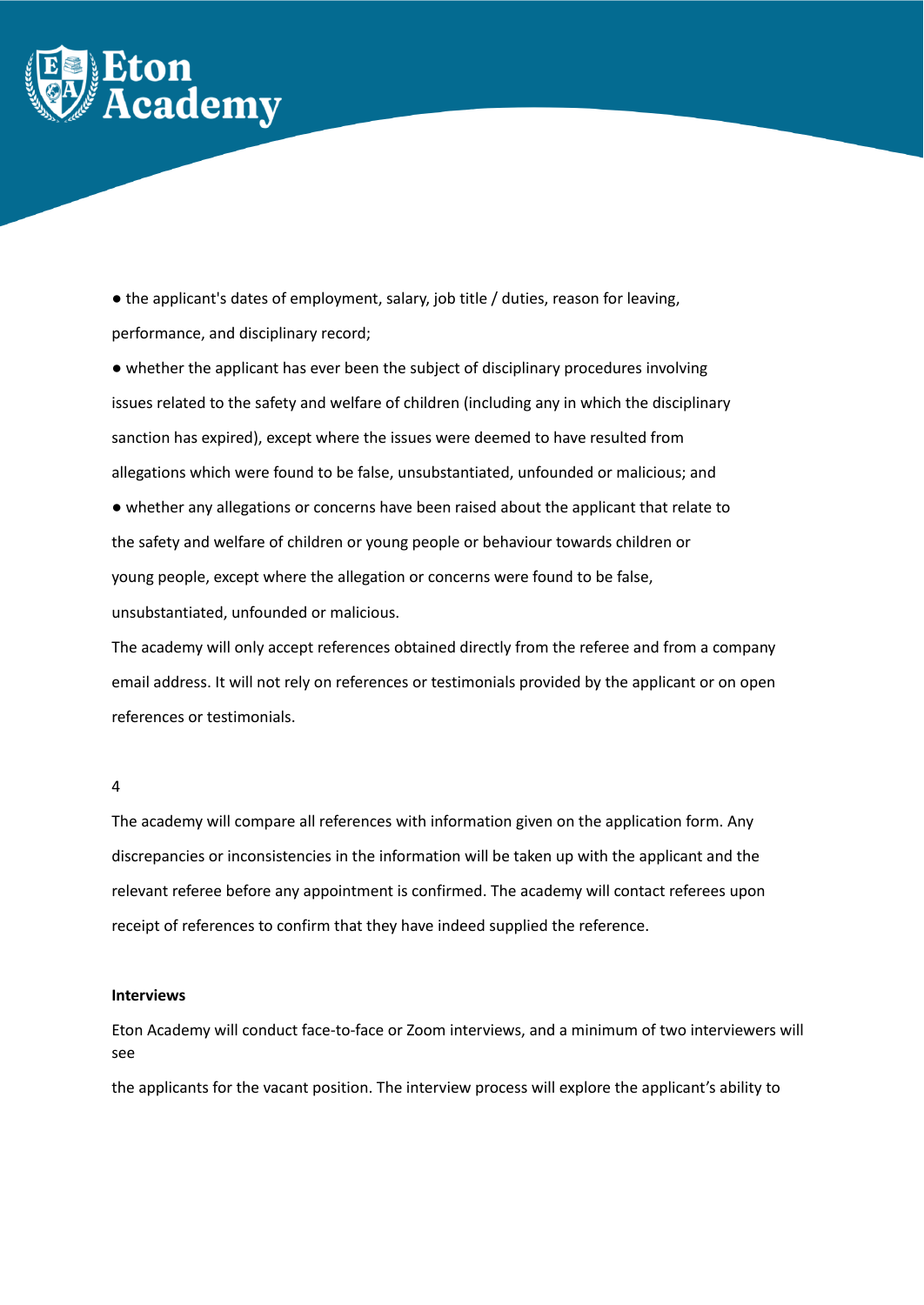- the applicant's dates of employment, salary, job title / duties, reason for leaving, performance, and disciplinary record;
- whether the applicant has ever been the subject of disciplinary procedures involving issues related to the safety and welfare of children (including any in which the disciplinary sanction has expired), except where the issues were deemed to have resulted from allegations which were found to be false, unsubstantiated, unfounded or malicious; and
- whether any allegations or concerns have been raised about the applicant that relate to the safety and welfare of children or young people or behaviour towards children or young people, except where the allegation or concerns were found to be false, unsubstantiated, unfounded or malicious.

The academy will only accept references obtained directly from the referee and from a company email address. It will not rely on references or testimonials provided by the applicant or on open references or testimonials.

The academy will compare all references with information given on the application form. Any discrepancies or inconsistencies in the information will be taken up with the applicant and the relevant referee before any appointment is confirmed. The academy will contact referees upon receipt of references to confirm that they have indeed supplied the reference.

**Interviews**

Eton Academy will conduct face-to-face or Zoom interviews, and a minimum of two interviewers will see

the applicants for the vacant position. The interview process will explore the applicant's ability to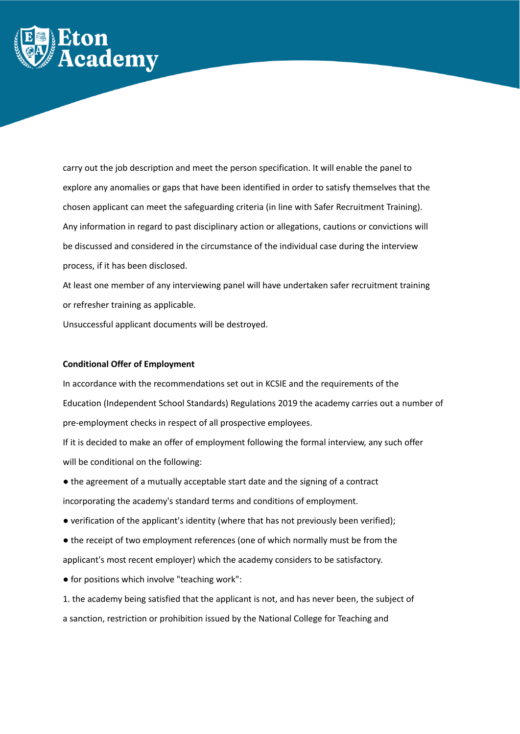carry out the job description and meet the person specification. It will enable the panel to explore any anomalies or gaps that have been identified in order to satisfy themselves that the chosen applicant can meet the safeguarding criteria (in line with Safer Recruitment Training). Any information in regard to past disciplinary action or allegations, cautions or convictions will be discussed and considered in the circumstance of the individual case during the interview process, if it has been disclosed.

At least one member of any interviewing panel will have undertaken safer recruitment training or refresher training as applicable.

Unsuccessful applicant documents will be destroyed.

**Conditional Offer of Employment**

In accordance with the recommendations set out in KCSIE and the requirements of the Education (Independent School Standards) Regulations 2019 the academy carries out a number of pre-employment checks in respect of all prospective employees.

If it is decided to make an offer of employment following the formal interview, any such offer will be conditional on the following:

- the agreement of a mutually acceptable start date and the signing of a contract incorporating the academy's standard terms and conditions of employment.
- verification of the applicant's identity (where that has not previously been verified);
- the receipt of two employment references (one of which normally must be from the applicant's most recent employer) which the academy considers to be satisfactory.
- for positions which involve "teaching work":

1. the academy being satisfied that the applicant is not, and has never been, the subject of a sanction, restriction or prohibition issued by the National College for Teaching and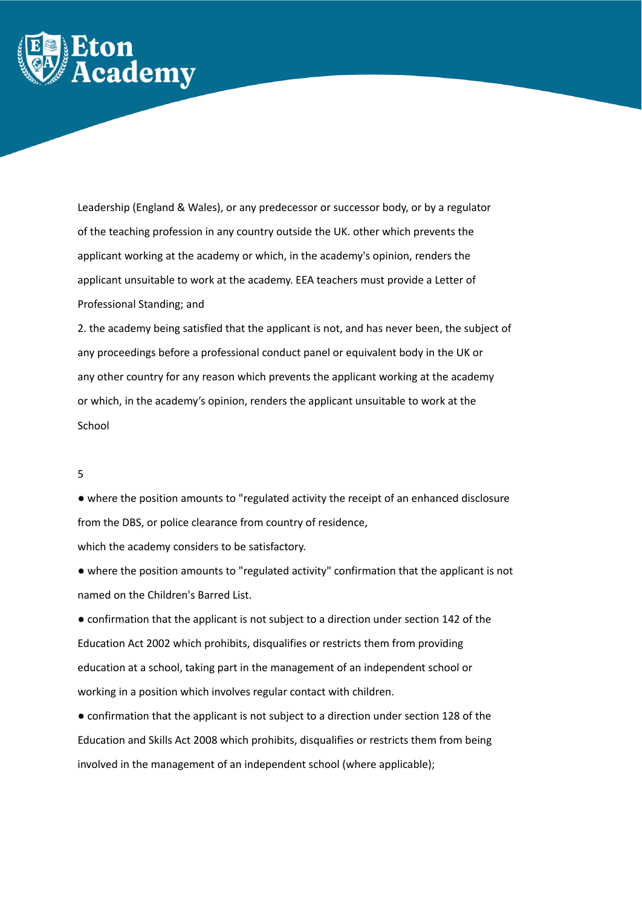Leadership (England & Wales), or any predecessor or successor body, or by a regulator of the teaching profession in any country outside the UK. other which prevents the applicant working at the academy or which, in the academy's opinion, renders the applicant unsuitable to work at the academy. EEA teachers must provide a Letter of Professional Standing; and

2. the academy being satisfied that the applicant is not, and has never been, the subject of any proceedings before a professional conduct panel or equivalent body in the UK or any other country for any reason which prevents the applicant working at the academy or which, in the academy's opinion, renders the applicant unsuitable to work at the School

5

- where the position amounts to "regulated activity the receipt of an enhanced disclosure from the DBS, or police clearance from country of residence, which the academy considers to be satisfactory.
- where the position amounts to "regulated activity" confirmation that the applicant is not named on the Children's Barred List.
- confirmation that the applicant is not subject to a direction under section 142 of the Education Act 2002 which prohibits, disqualifies or restricts them from providing education at a school, taking part in the management of an independent school or working in a position which involves regular contact with children.
- confirmation that the applicant is not subject to a direction under section 128 of the Education and Skills Act 2008 which prohibits, disqualifies or restricts them from being involved in the management of an independent school (where applicable);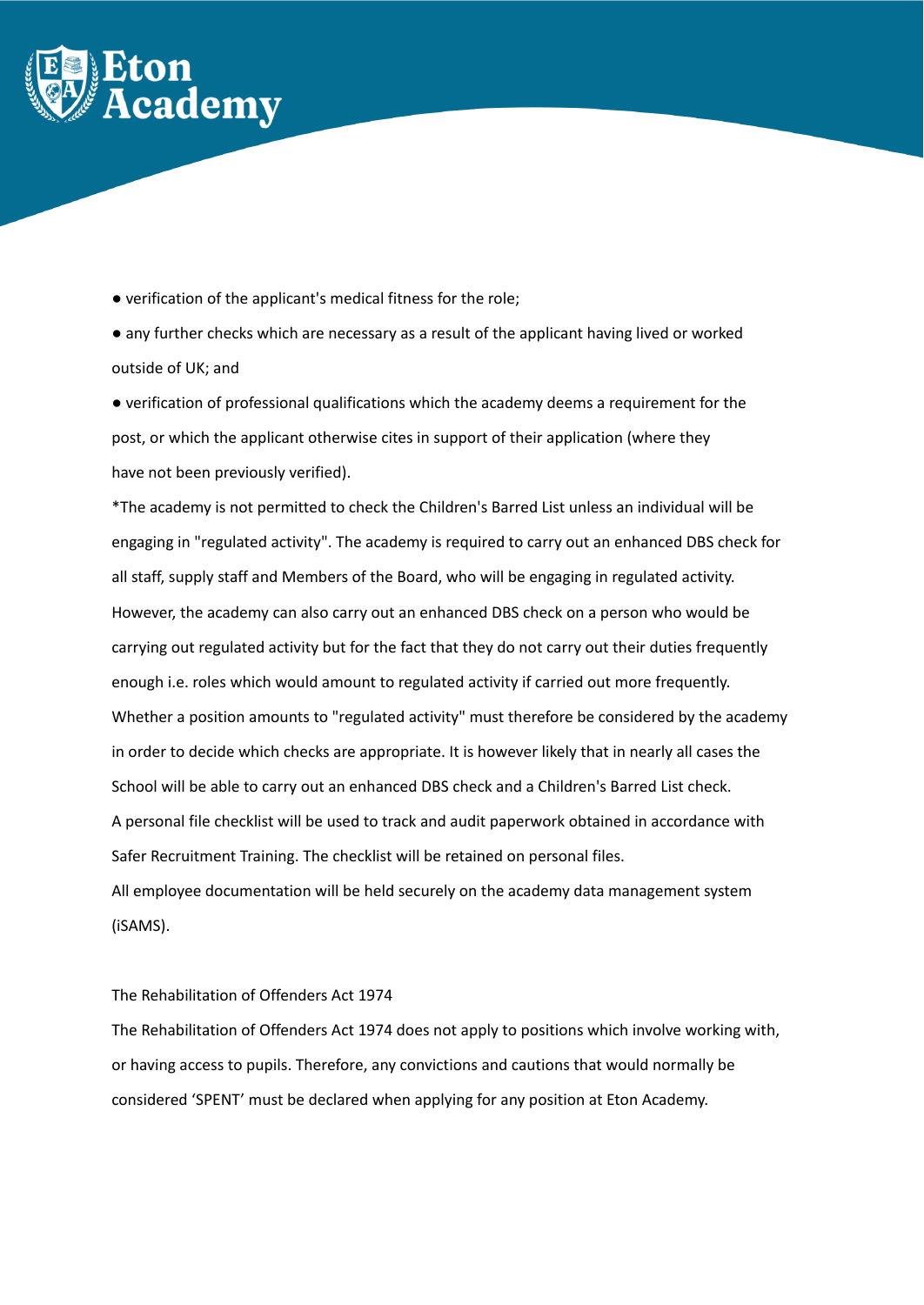- verification of the applicant's medical fitness for the role;
- any further checks which are necessary as a result of the applicant having lived or worked outside of UK; and
- verification of professional qualifications which the academy deems a requirement for the post, or which the applicant otherwise cites in support of their application (where they have not been previously verified).

*The academy is not permitted to check the Children's Barred List unless an individual will be engaging in "regulated activity". The academy is required to carry out an enhanced DBS check for all staff, supply staff and Members of the Board, who will be engaging in regulated activity. However, the academy can also carry out an enhanced DBS check on a person who would be carrying out regulated activity but for the fact that they do not carry out their duties frequently enough i.e. roles which would amount to regulated activity if carried out more frequently. Whether a position amounts to "regulated activity" must therefore be considered by the academy in order to decide which checks are appropriate. It is however likely that in nearly all cases the School will be able to carry out an enhanced DBS check and a Children's Barred List check.

A personal file checklist will be used to track and audit paperwork obtained in accordance with Safer Recruitment Training. The checklist will be retained on personal files.

All employee documentation will be held securely on the academy data management system (iSAMS).

The Rehabilitation of Offenders Act 1974

The Rehabilitation of Offenders Act 1974 does not apply to positions which involve working with, or having access to pupils. Therefore, any convictions and cautions that would normally be considered 'SPENT' must be declared when applying for any position at Eton Academy.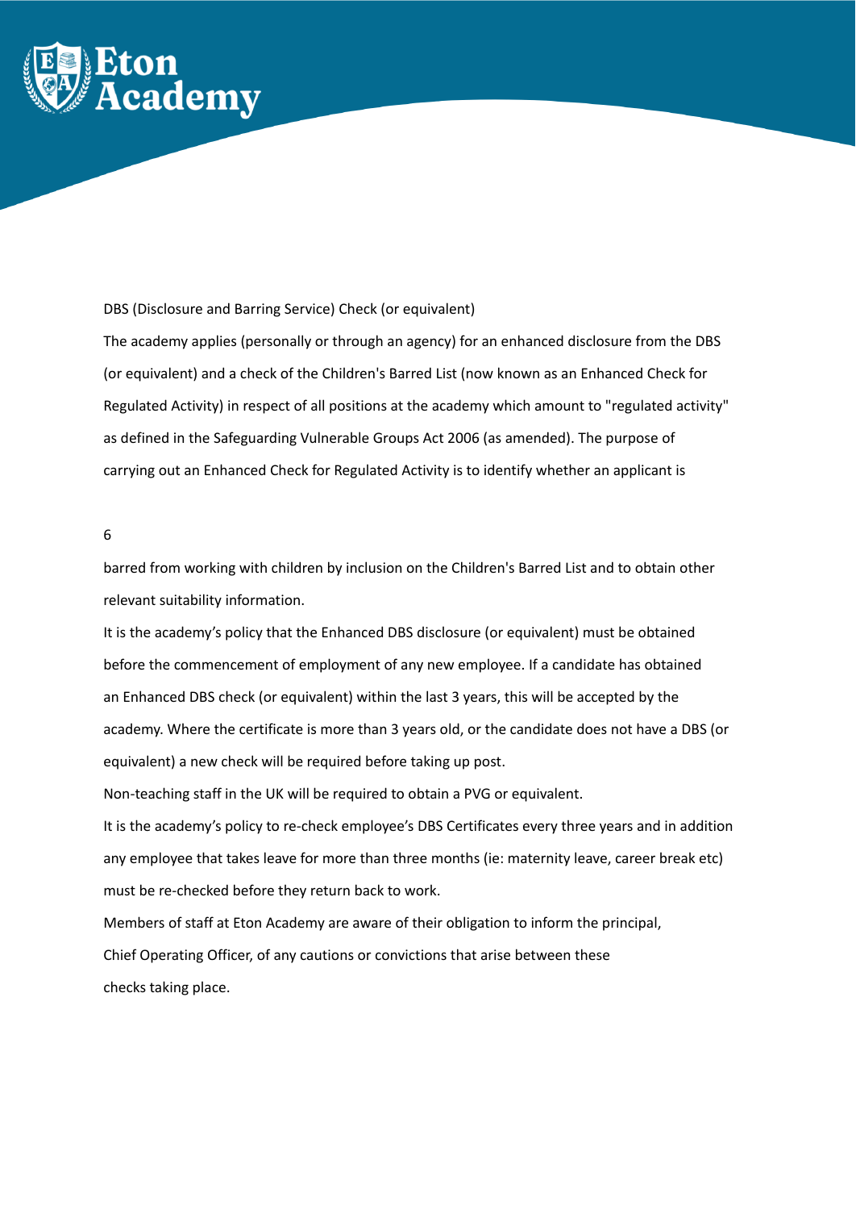DBS (Disclosure and Barring Service) Check (or equivalent)

The academy applies (personally or through an agency) for an enhanced disclosure from the DBS (or equivalent) and a check of the Children's Barred List (now known as an Enhanced Check for Regulated Activity) in respect of all positions at the academy which amount to "regulated activity" as defined in the Safeguarding Vulnerable Groups Act 2006 (as amended). The purpose of carrying out an Enhanced Check for Regulated Activity is to identify whether an applicant is barred from working with children by inclusion on the Children's Barred List and to obtain other relevant suitability information.

It is the academy's policy that the Enhanced DBS disclosure (or equivalent) must be obtained before the commencement of employment of any new employee. If a candidate has obtained an Enhanced DBS check (or equivalent) within the last 3 years, this will be accepted by the academy. Where the certificate is more than 3 years old, or the candidate does not have a DBS (or equivalent) a new check will be required before taking up post.

Non-teaching staff in the UK will be required to obtain a PVG or equivalent.

It is the academy's policy to re-check employee's DBS Certificates every three years and in addition any employee that takes leave for more than three months (ie: maternity leave, career break etc) must be re-checked before they return back to work.

Members of staff at Eton Academy are aware of their obligation to inform the principal, Chief Operating Officer, of any cautions or convictions that arise between these checks taking place.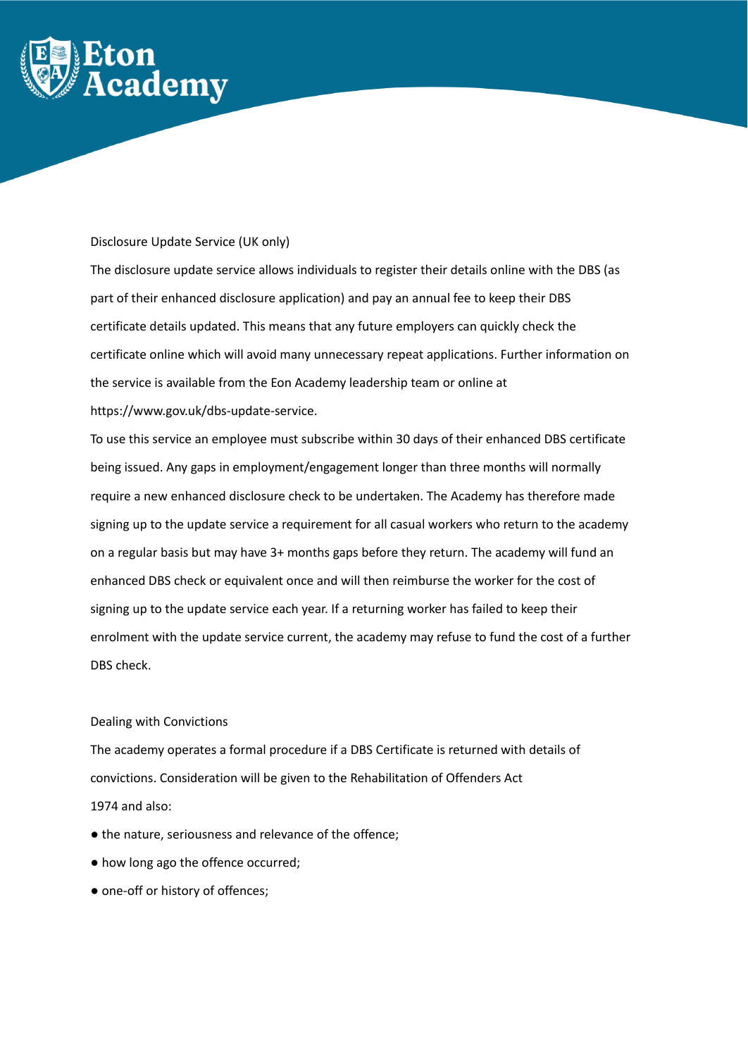Disclosure Update Service (UK only)

The disclosure update service allows individuals to register their details online with the DBS (as part of their enhanced disclosure application) and pay an annual fee to keep their DBS certificate details updated. This means that any future employers can quickly check the certificate online which will avoid many unnecessary repeat applications. Further information on the service is available from the Eon Academy leadership team or online at https://www.gov.uk/dbs-update-service.

To use this service an employee must subscribe within 30 days of their enhanced DBS certificate being issued. Any gaps in employment/engagement longer than three months will normally require a new enhanced disclosure check to be undertaken. The Academy has therefore made signing up to the update service a requirement for all casual workers who return to the academy on a regular basis but may have 3+ months gaps before they return. The academy will fund an enhanced DBS check or equivalent once and will then reimburse the worker for the cost of signing up to the update service each year. If a returning worker has failed to keep their enrolment with the update service current, the academy may refuse to fund the cost of a further DBS check.

Dealing with Convictions

The academy operates a formal procedure if a DBS Certificate is returned with details of convictions. Consideration will be given to the Rehabilitation of Offenders Act 1974 and also:

- the nature, seriousness and relevance of the offence;
- how long ago the offence occurred;
- one-off or history of offences;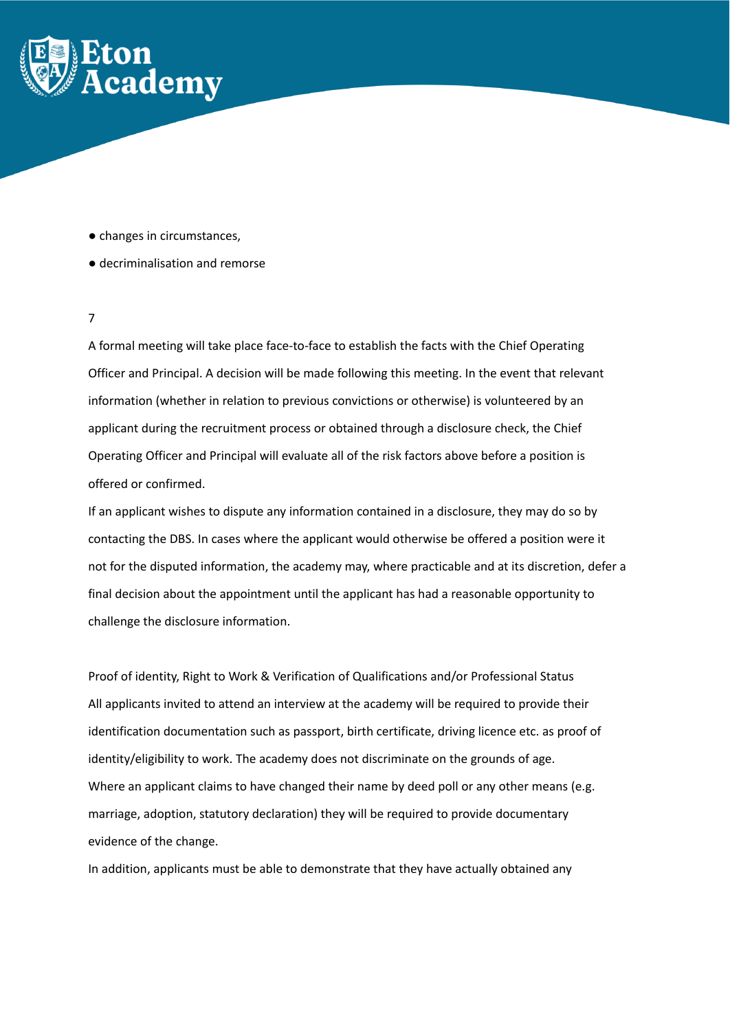- changes in circumstances,
- decriminalisation and remorse

7

A formal meeting will take place face-to-face to establish the facts with the Chief Operating Officer and Principal. A decision will be made following this meeting. In the event that relevant information (whether in relation to previous convictions or otherwise) is volunteered by an applicant during the recruitment process or obtained through a disclosure check, the Chief Operating Officer and Principal will evaluate all of the risk factors above before a position is offered or confirmed.

If an applicant wishes to dispute any information contained in a disclosure, they may do so by contacting the DBS. In cases where the applicant would otherwise be offered a position were it not for the disputed information, the academy may, where practicable and at its discretion, defer a final decision about the appointment until the applicant has had a reasonable opportunity to challenge the disclosure information.

Proof of identity, Right to Work & Verification of Qualifications and/or Professional Status

All applicants invited to attend an interview at the academy will be required to provide their identification documentation such as passport, birth certificate, driving licence etc. as proof of identity/eligibility to work. The academy does not discriminate on the grounds of age.

Where an applicant claims to have changed their name by deed poll or any other means (e.g. marriage, adoption, statutory declaration) they will be required to provide documentary evidence of the change.

In addition, applicants must be able to demonstrate that they have actually obtained any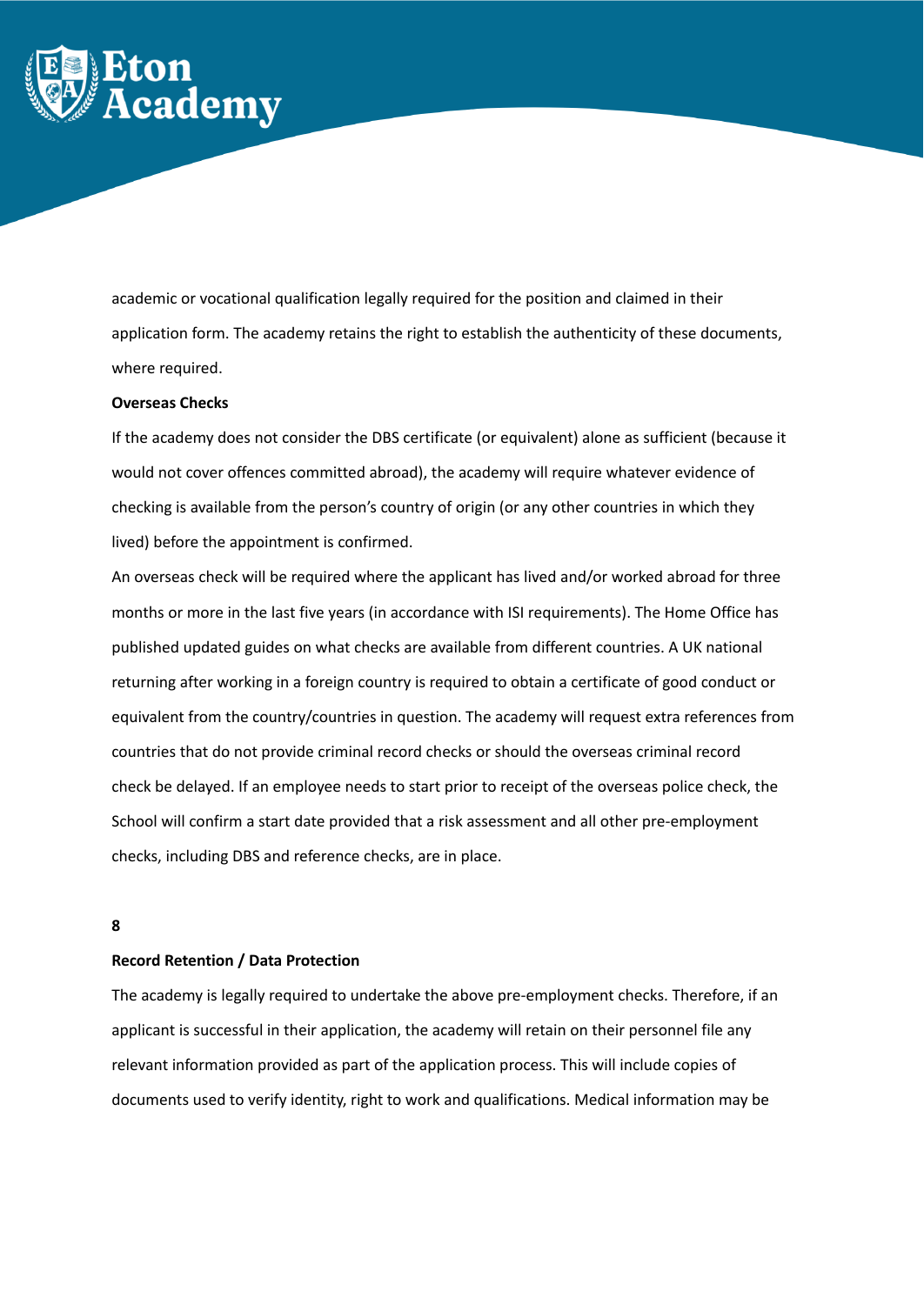academic or vocational qualification legally required for the position and claimed in their application form. The academy retains the right to establish the authenticity of these documents, where required.

**Overseas Checks**

If the academy does not consider the DBS certificate (or equivalent) alone as sufficient (because it would not cover offences committed abroad), the academy will require whatever evidence of checking is available from the person's country of origin (or any other countries in which they lived) before the appointment is confirmed.

An overseas check will be required where the applicant has lived and/or worked abroad for three months or more in the last five years (in accordance with ISI requirements). The Home Office has published updated guides on what checks are available from different countries. A UK national returning after working in a foreign country is required to obtain a certificate of good conduct or equivalent from the country/countries in question. The academy will request extra references from countries that do not provide criminal record checks or should the overseas criminal record check be delayed. If an employee needs to start prior to receipt of the overseas police check, the School will confirm a start date provided that a risk assessment and all other pre-employment checks, including DBS and reference checks, are in place.

**8**

**Record Retention / Data Protection**

The academy is legally required to undertake the above pre-employment checks. Therefore, if an applicant is successful in their application, the academy will retain on their personnel file any relevant information provided as part of the application process. This will include copies of documents used to verify identity, right to work and qualifications. Medical information may be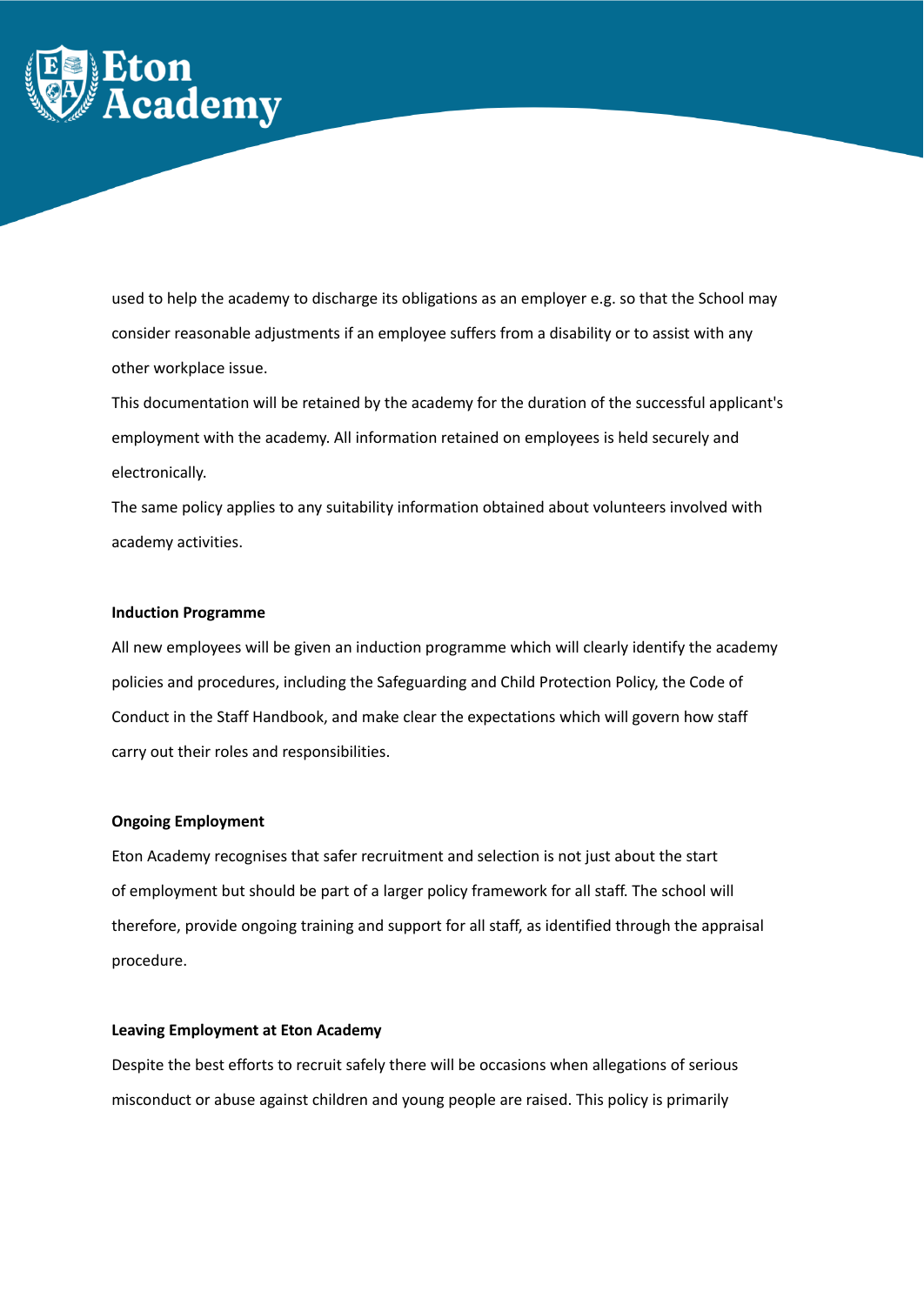used to help the academy to discharge its obligations as an employer e.g. so that the School may consider reasonable adjustments if an employee suffers from a disability or to assist with any other workplace issue.

This documentation will be retained by the academy for the duration of the successful applicant's employment with the academy. All information retained on employees is held securely and electronically.

The same policy applies to any suitability information obtained about volunteers involved with academy activities.

**Induction Programme**

All new employees will be given an induction programme which will clearly identify the academy policies and procedures, including the Safeguarding and Child Protection Policy, the Code of Conduct in the Staff Handbook, and make clear the expectations which will govern how staff carry out their roles and responsibilities.

**Ongoing Employment**

Eton Academy recognises that safer recruitment and selection is not just about the start of employment but should be part of a larger policy framework for all staff. The school will therefore, provide ongoing training and support for all staff, as identified through the appraisal procedure.

**Leaving Employment at Eton Academy**

Despite the best efforts to recruit safely there will be occasions when allegations of serious misconduct or abuse against children and young people are raised. This policy is primarily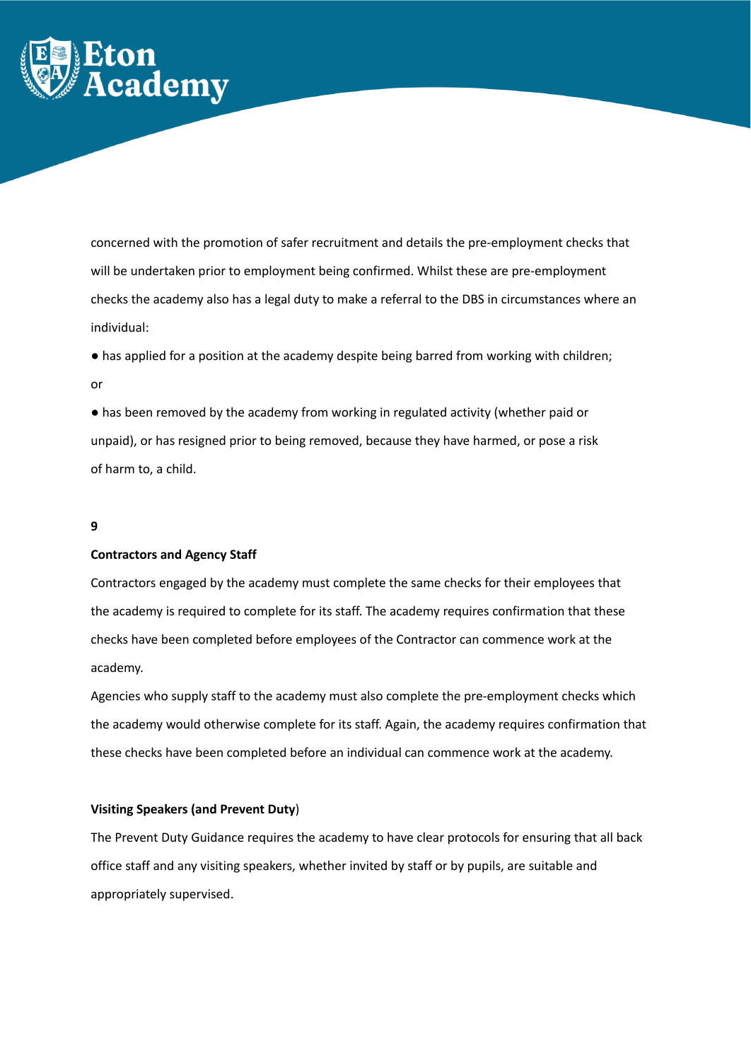concerned with the promotion of safer recruitment and details the pre-employment checks that will be undertaken prior to employment being confirmed. Whilst these are pre-employment checks the academy also has a legal duty to make a referral to the DBS in circumstances where an individual:

- has applied for a position at the academy despite being barred from working with children;

or

- has been removed by the academy from working in regulated activity (whether paid or unpaid), or has resigned prior to being removed, because they have harmed, or pose a risk of harm to, a child.

**9**

**Contractors and Agency Staff**

Contractors engaged by the academy must complete the same checks for their employees that the academy is required to complete for its staff. The academy requires confirmation that these checks have been completed before employees of the Contractor can commence work at the academy.

Agencies who supply staff to the academy must also complete the pre-employment checks which the academy would otherwise complete for its staff. Again, the academy requires confirmation that these checks have been completed before an individual can commence work at the academy.

**Visiting Speakers (and Prevent Duty**)

The Prevent Duty Guidance requires the academy to have clear protocols for ensuring that all back office staff and any visiting speakers, whether invited by staff or by pupils, are suitable and appropriately supervised.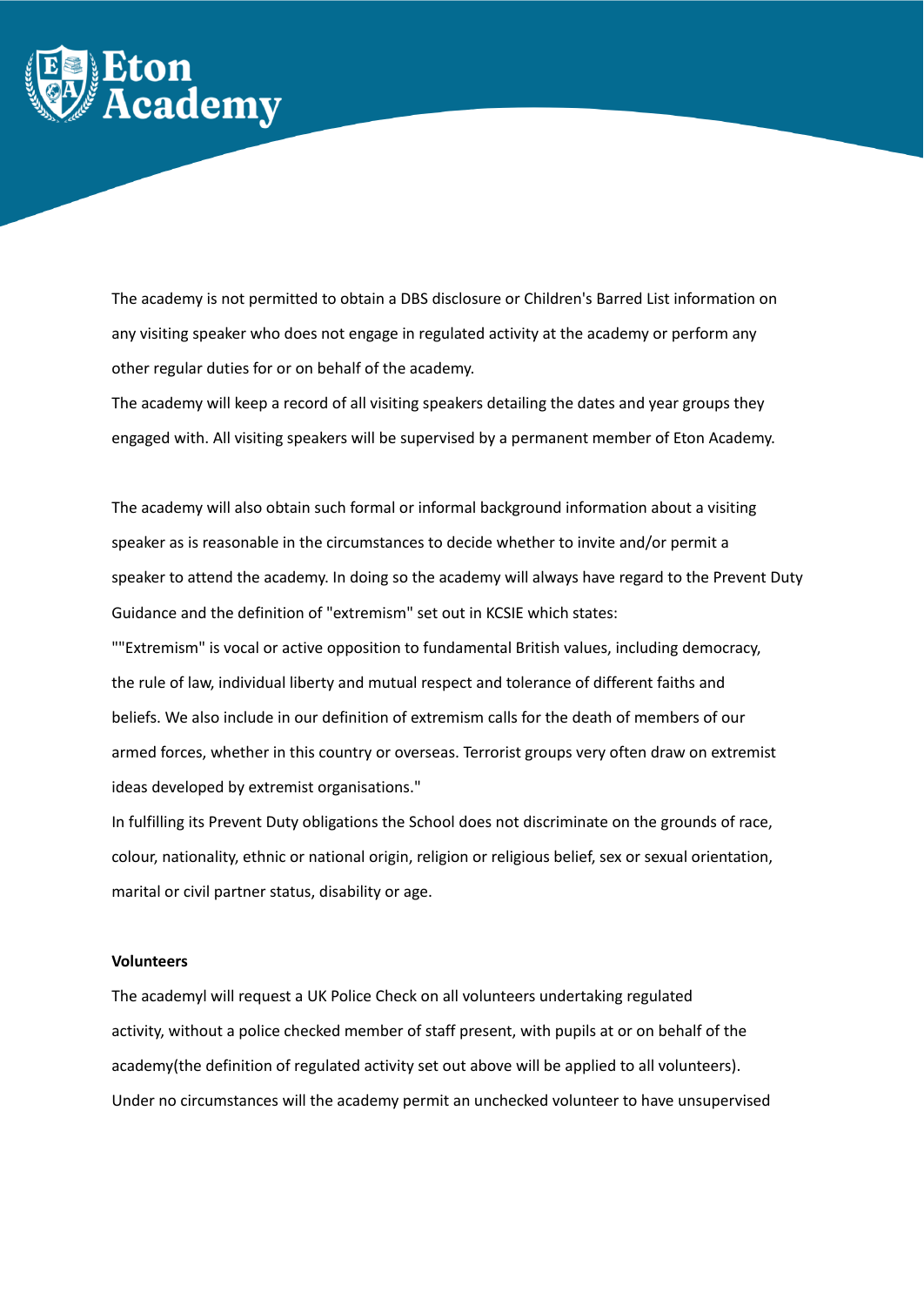The academy is not permitted to obtain a DBS disclosure or Children's Barred List information on any visiting speaker who does not engage in regulated activity at the academy or perform any other regular duties for or on behalf of the academy.

The academy will keep a record of all visiting speakers detailing the dates and year groups they engaged with. All visiting speakers will be supervised by a permanent member of Eton Academy.

The academy will also obtain such formal or informal background information about a visiting speaker as is reasonable in the circumstances to decide whether to invite and/or permit a speaker to attend the academy. In doing so the academy will always have regard to the Prevent Duty Guidance and the definition of "extremism" set out in KCSIE which states:

""Extremism" is vocal or active opposition to fundamental British values, including democracy, the rule of law, individual liberty and mutual respect and tolerance of different faiths and beliefs. We also include in our definition of extremism calls for the death of members of our armed forces, whether in this country or overseas. Terrorist groups very often draw on extremist ideas developed by extremist organisations."

In fulfilling its Prevent Duty obligations the School does not discriminate on the grounds of race, colour, nationality, ethnic or national origin, religion or religious belief, sex or sexual orientation, marital or civil partner status, disability or age.

**Volunteers**

The academyl will request a UK Police Check on all volunteers undertaking regulated activity, without a police checked member of staff present, with pupils at or on behalf of the academy(the definition of regulated activity set out above will be applied to all volunteers). Under no circumstances will the academy permit an unchecked volunteer to have unsupervised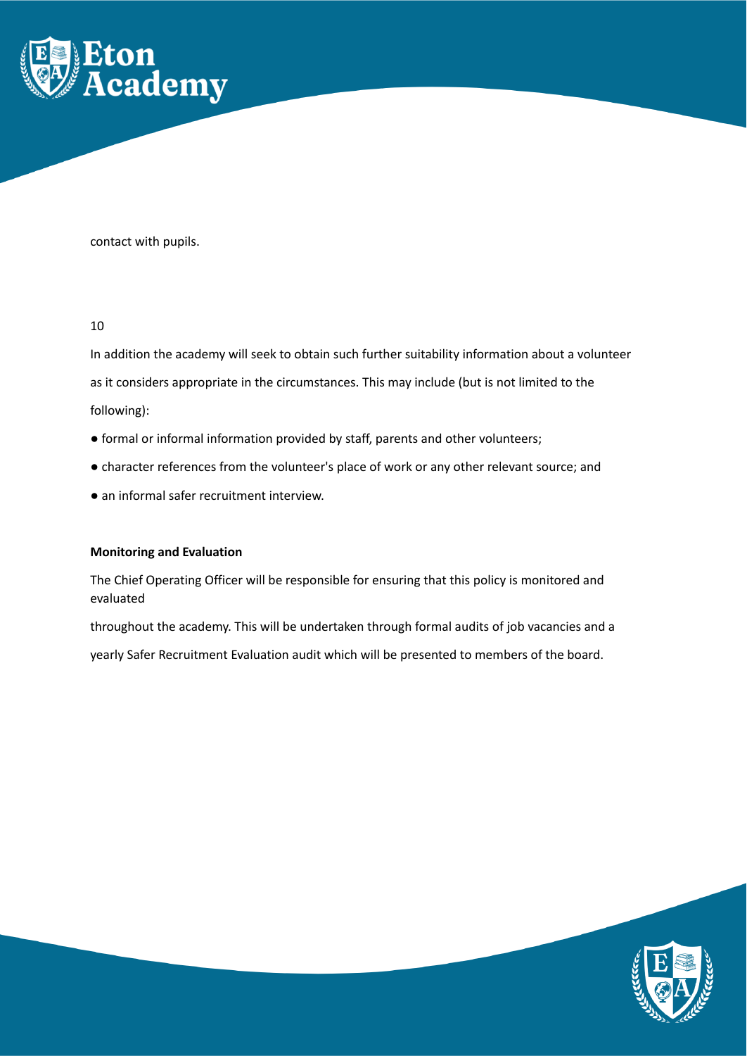contact with pupils.

10

In addition the academy will seek to obtain such further suitability information about a volunteer as it considers appropriate in the circumstances. This may include (but is not limited to the following):

- formal or informal information provided by staff, parents and other volunteers;
- character references from the volunteer's place of work or any other relevant source; and
- an informal safer recruitment interview.

**Monitoring and Evaluation**

The Chief Operating Officer will be responsible for ensuring that this policy is monitored and evaluated

throughout the academy. This will be undertaken through formal audits of job vacancies and a

yearly Safer Recruitment Evaluation audit which will be presented to members of the board.